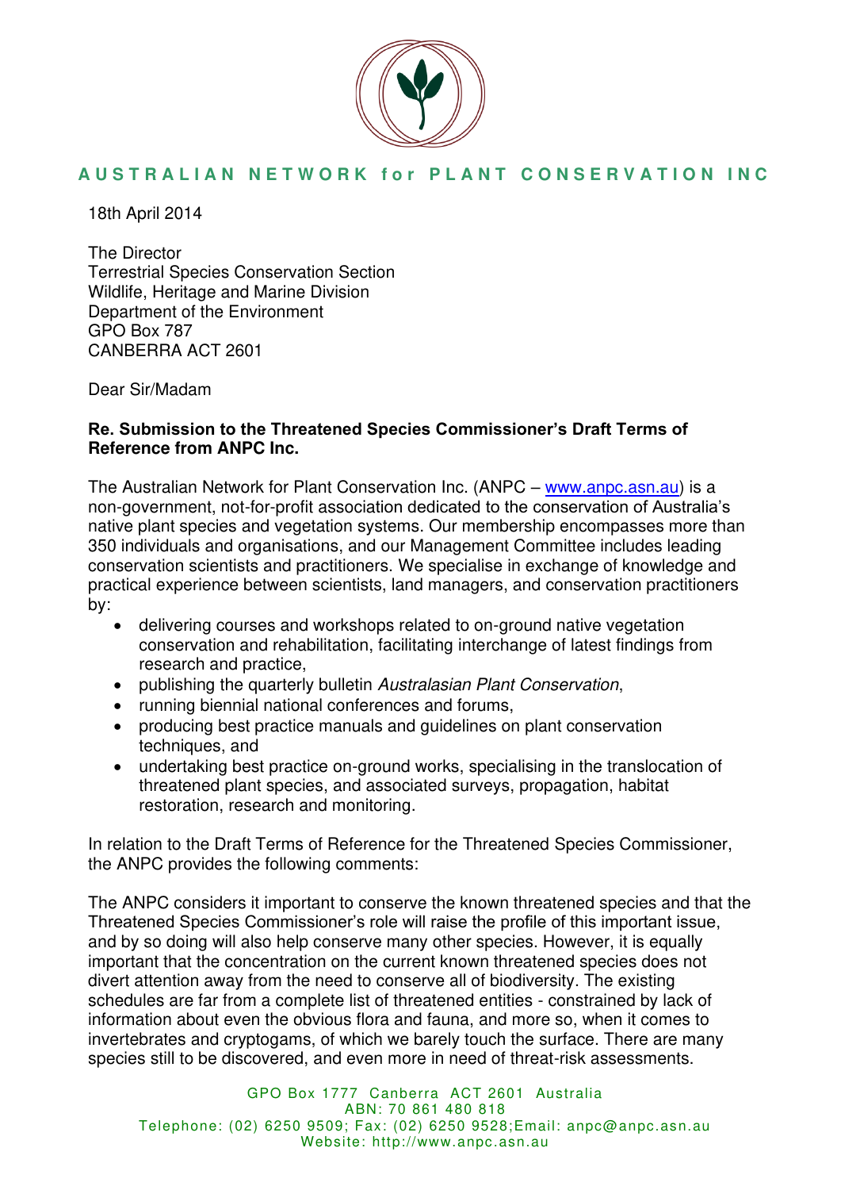**AUSTRALIAN NETWORK for PLANT CONSERVATION INC**

18th April 2014

The Director
Terrestrial Species Conservation Section
Wildlife, Heritage and Marine Division
Department of the Environment
GPO Box 787
CANBERRA ACT 2601

Dear Sir/Madam

**Re. Submission to the Threatened Species Commissioner's Draft Terms of Reference from ANPC Inc.**

The Australian Network for Plant Conservation Inc. (ANPC – www.anpc.asn.au) is a non-government, not-for-profit association dedicated to the conservation of Australia's native plant species and vegetation systems. Our membership encompasses more than 350 individuals and organisations, and our Management Committee includes leading conservation scientists and practitioners. We specialise in exchange of knowledge and practical experience between scientists, land managers, and conservation practitioners by:

- delivering courses and workshops related to on-ground native vegetation conservation and rehabilitation, facilitating interchange of latest findings from research and practice,
- publishing the quarterly bulletin *Australasian Plant Conservation*,
- running biennial national conferences and forums,
- producing best practice manuals and guidelines on plant conservation techniques, and
- undertaking best practice on-ground works, specialising in the translocation of threatened plant species, and associated surveys, propagation, habitat restoration, research and monitoring.

In relation to the Draft Terms of Reference for the Threatened Species Commissioner, the ANPC provides the following comments:

The ANPC considers it important to conserve the known threatened species and that the Threatened Species Commissioner's role will raise the profile of this important issue, and by so doing will also help conserve many other species. However, it is equally important that the concentration on the current known threatened species does not divert attention away from the need to conserve all of biodiversity. The existing schedules are far from a complete list of threatened entities - constrained by lack of information about even the obvious flora and fauna, and more so, when it comes to invertebrates and cryptogams, of which we barely touch the surface. There are many species still to be discovered, and even more in need of threat-risk assessments.

GPO Box 1777 Canberra ACT 2601 Australia
ABN: 70 861 480 818
Telephone: (02) 6250 9509; Fax: (02) 6250 9528; Email: anpc@anpc.asn.au
Website: http://www.anpc.asn.au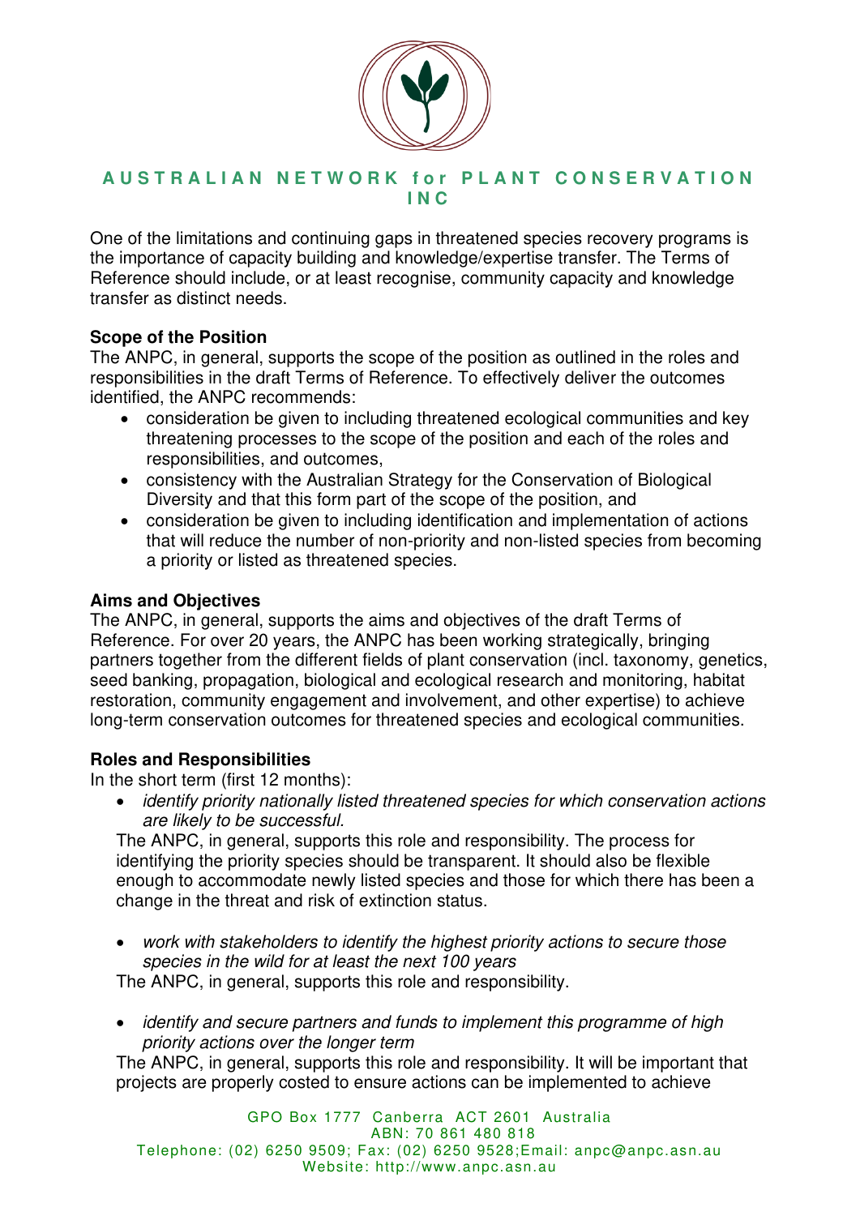# AUSTRALIAN NETWORK for PLANT CONSERVATION INC

One of the limitations and continuing gaps in threatened species recovery programs is the importance of capacity building and knowledge/expertise transfer. The Terms of Reference should include, or at least recognise, community capacity and knowledge transfer as distinct needs.

**Scope of the Position**

The ANPC, in general, supports the scope of the position as outlined in the roles and responsibilities in the draft Terms of Reference. To effectively deliver the outcomes identified, the ANPC recommends:

- consideration be given to including threatened ecological communities and key threatening processes to the scope of the position and each of the roles and responsibilities, and outcomes,
- consistency with the Australian Strategy for the Conservation of Biological Diversity and that this form part of the scope of the position, and
- consideration be given to including identification and implementation of actions that will reduce the number of non-priority and non-listed species from becoming a priority or listed as threatened species.

**Aims and Objectives**

The ANPC, in general, supports the aims and objectives of the draft Terms of Reference. For over 20 years, the ANPC has been working strategically, bringing partners together from the different fields of plant conservation (incl. taxonomy, genetics, seed banking, propagation, biological and ecological research and monitoring, habitat restoration, community engagement and involvement, and other expertise) to achieve long-term conservation outcomes for threatened species and ecological communities.

**Roles and Responsibilities**

In the short term (first 12 months):

- *identify priority nationally listed threatened species for which conservation actions are likely to be successful.*

  The ANPC, in general, supports this role and responsibility. The process for identifying the priority species should be transparent. It should also be flexible enough to accommodate newly listed species and those for which there has been a change in the threat and risk of extinction status.

- *work with stakeholders to identify the highest priority actions to secure those species in the wild for at least the next 100 years*

  The ANPC, in general, supports this role and responsibility.

- *identify and secure partners and funds to implement this programme of high priority actions over the longer term*

  The ANPC, in general, supports this role and responsibility. It will be important that projects are properly costed to ensure actions can be implemented to achieve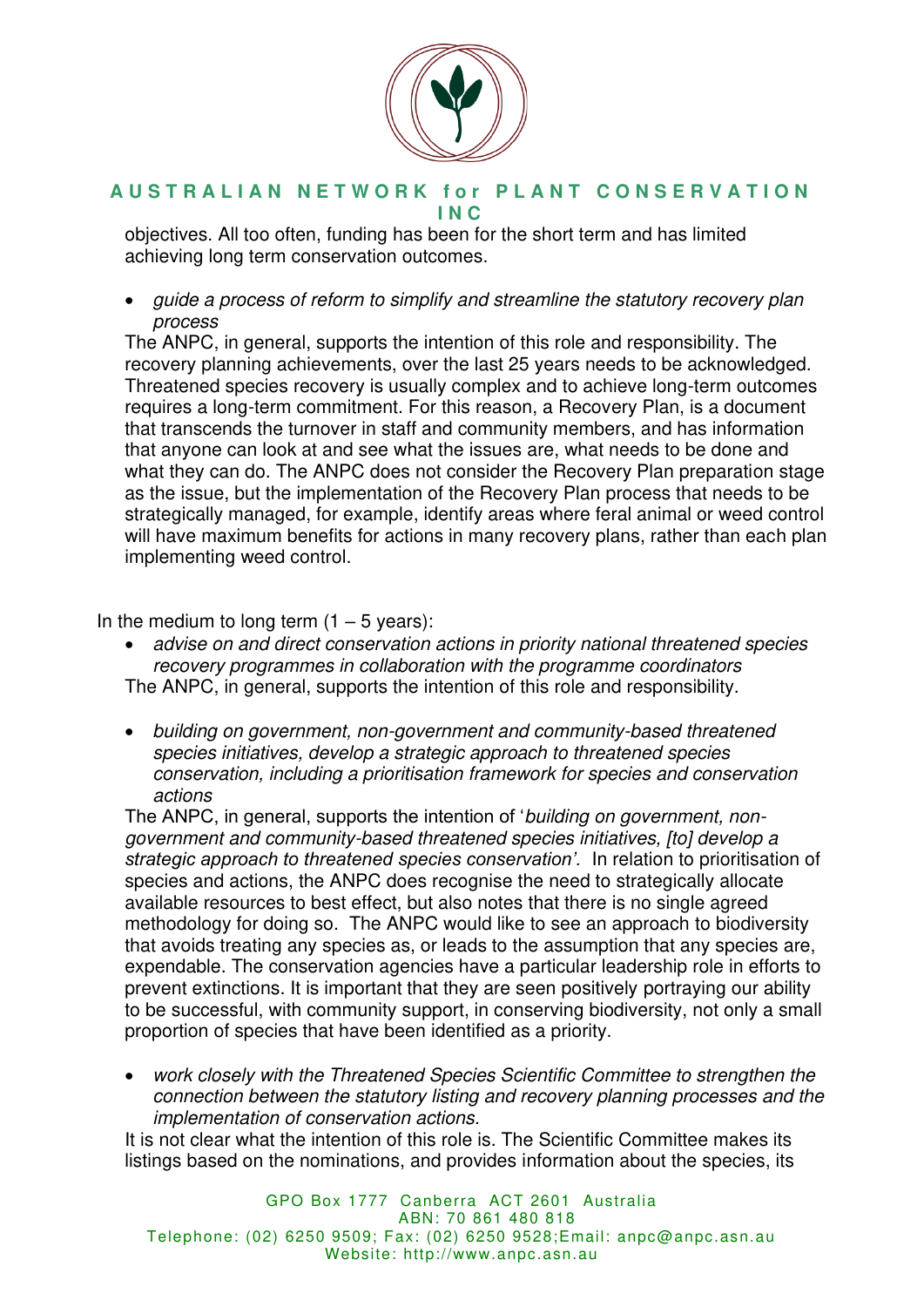objectives. All too often, funding has been for the short term and has limited achieving long term conservation outcomes.

- *guide a process of reform to simplify and streamline the statutory recovery plan process*

The ANPC, in general, supports the intention of this role and responsibility. The recovery planning achievements, over the last 25 years needs to be acknowledged. Threatened species recovery is usually complex and to achieve long-term outcomes requires a long-term commitment. For this reason, a Recovery Plan, is a document that transcends the turnover in staff and community members, and has information that anyone can look at and see what the issues are, what needs to be done and what they can do. The ANPC does not consider the Recovery Plan preparation stage as the issue, but the implementation of the Recovery Plan process that needs to be strategically managed, for example, identify areas where feral animal or weed control will have maximum benefits for actions in many recovery plans, rather than each plan implementing weed control.

In the medium to long term (1 – 5 years):

- *advise on and direct conservation actions in priority national threatened species recovery programmes in collaboration with the programme coordinators*

The ANPC, in general, supports the intention of this role and responsibility.

- *building on government, non-government and community-based threatened species initiatives, develop a strategic approach to threatened species conservation, including a prioritisation framework for species and conservation actions*

The ANPC, in general, supports the intention of '*building on government, non-government and community-based threatened species initiatives, [to] develop a strategic approach to threatened species conservation'.* In relation to prioritisation of species and actions, the ANPC does recognise the need to strategically allocate available resources to best effect, but also notes that there is no single agreed methodology for doing so. The ANPC would like to see an approach to biodiversity that avoids treating any species as, or leads to the assumption that any species are, expendable. The conservation agencies have a particular leadership role in efforts to prevent extinctions. It is important that they are seen positively portraying our ability to be successful, with community support, in conserving biodiversity, not only a small proportion of species that have been identified as a priority.

- *work closely with the Threatened Species Scientific Committee to strengthen the connection between the statutory listing and recovery planning processes and the implementation of conservation actions.*

It is not clear what the intention of this role is. The Scientific Committee makes its listings based on the nominations, and provides information about the species, its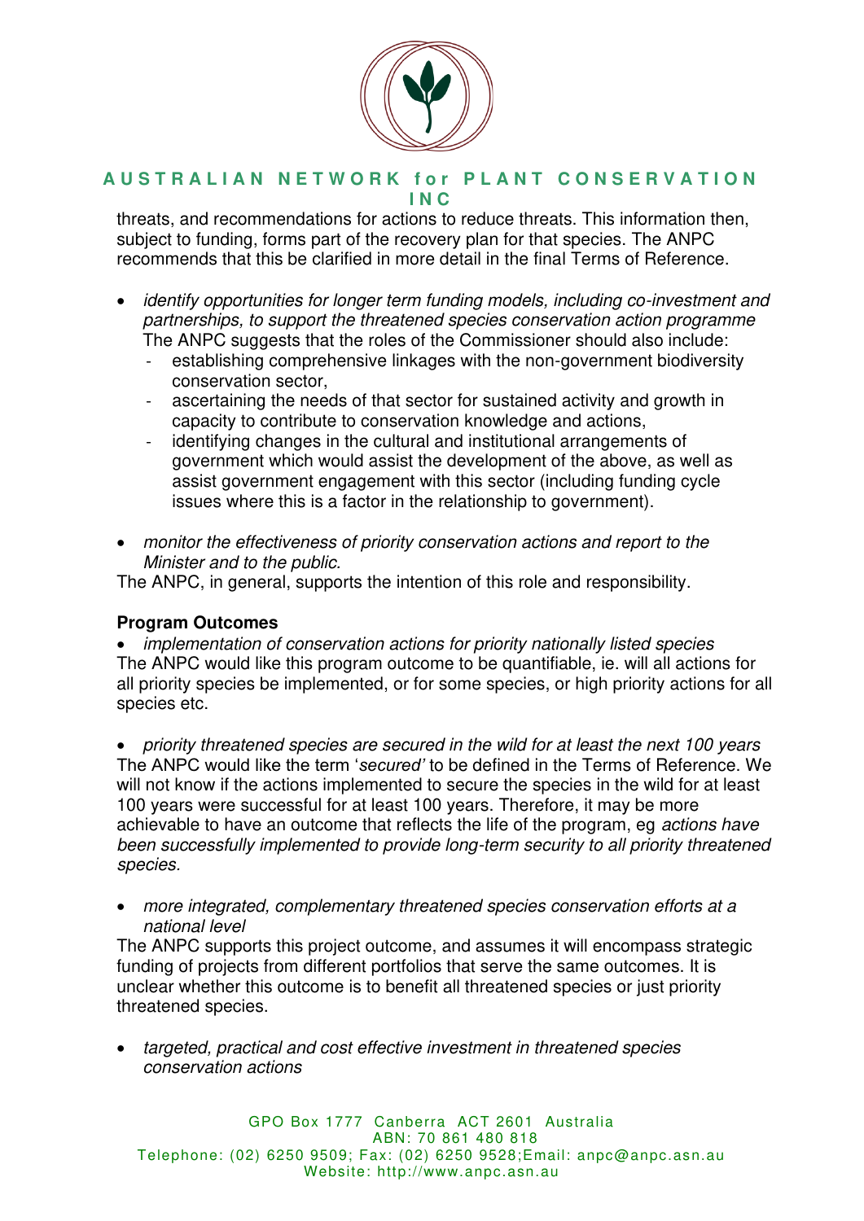threats, and recommendations for actions to reduce threats. This information then, subject to funding, forms part of the recovery plan for that species. The ANPC recommends that this be clarified in more detail in the final Terms of Reference.

- *identify opportunities for longer term funding models, including co-investment and partnerships, to support the threatened species conservation action programme*
  The ANPC suggests that the roles of the Commissioner should also include:
  - establishing comprehensive linkages with the non-government biodiversity conservation sector,
  - ascertaining the needs of that sector for sustained activity and growth in capacity to contribute to conservation knowledge and actions,
  - identifying changes in the cultural and institutional arrangements of government which would assist the development of the above, as well as assist government engagement with this sector (including funding cycle issues where this is a factor in the relationship to government).

- *monitor the effectiveness of priority conservation actions and report to the Minister and to the public.*

The ANPC, in general, supports the intention of this role and responsibility.

**Program Outcomes**

- *implementation of conservation actions for priority nationally listed species*

The ANPC would like this program outcome to be quantifiable, ie. will all actions for all priority species be implemented, or for some species, or high priority actions for all species etc.

- *priority threatened species are secured in the wild for at least the next 100 years*

The ANPC would like the term '*secured'* to be defined in the Terms of Reference. We will not know if the actions implemented to secure the species in the wild for at least 100 years were successful for at least 100 years. Therefore, it may be more achievable to have an outcome that reflects the life of the program, eg *actions have been successfully implemented to provide long-term security to all priority threatened species.*

- *more integrated, complementary threatened species conservation efforts at a national level*

The ANPC supports this project outcome, and assumes it will encompass strategic funding of projects from different portfolios that serve the same outcomes. It is unclear whether this outcome is to benefit all threatened species or just priority threatened species.

- *targeted, practical and cost effective investment in threatened species conservation actions*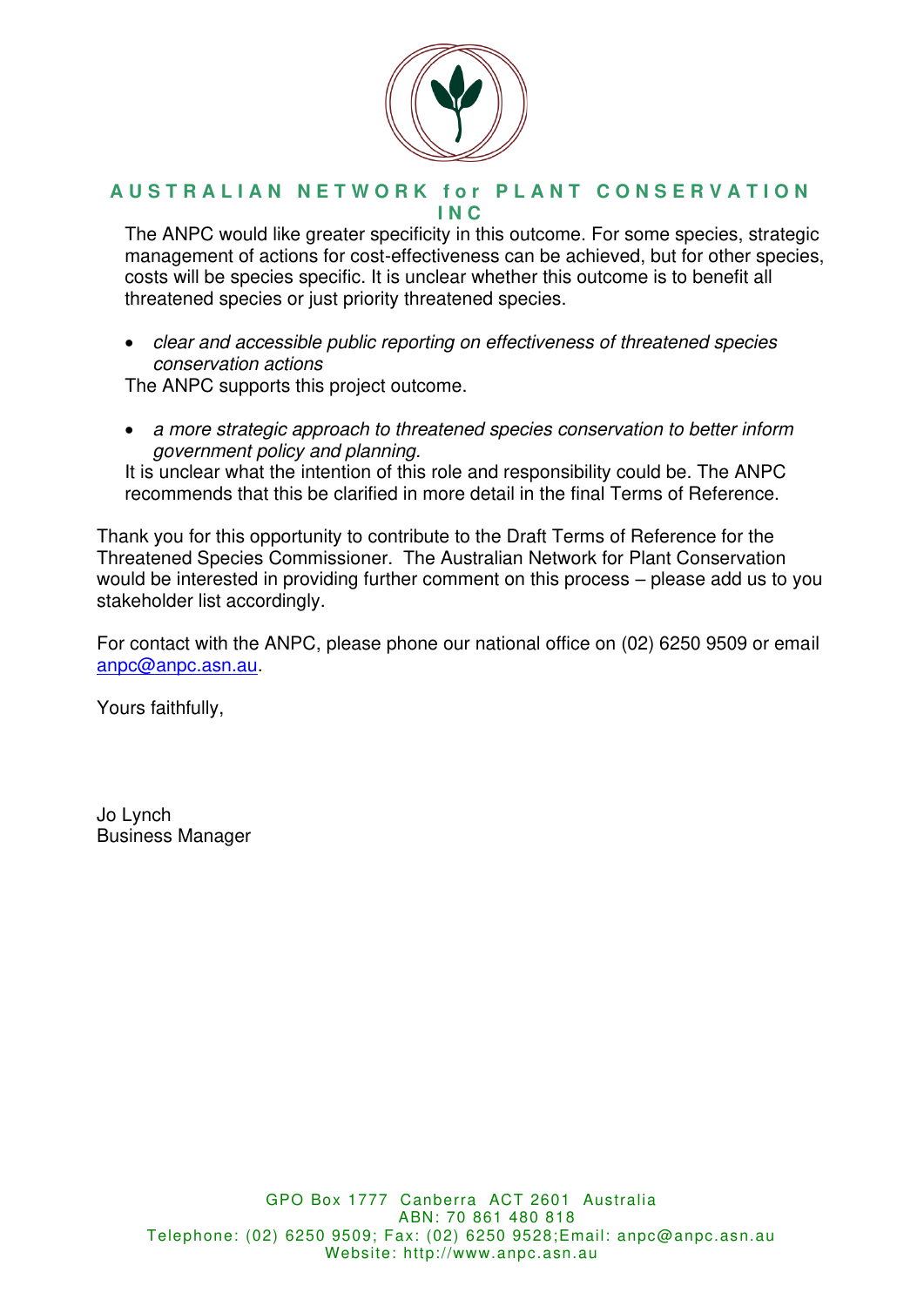The ANPC would like greater specificity in this outcome. For some species, strategic management of actions for cost-effectiveness can be achieved, but for other species, costs will be species specific. It is unclear whether this outcome is to benefit all threatened species or just priority threatened species.

- *clear and accessible public reporting on effectiveness of threatened species conservation actions*

The ANPC supports this project outcome.

- *a more strategic approach to threatened species conservation to better inform government policy and planning.*

It is unclear what the intention of this role and responsibility could be. The ANPC recommends that this be clarified in more detail in the final Terms of Reference.

Thank you for this opportunity to contribute to the Draft Terms of Reference for the Threatened Species Commissioner. The Australian Network for Plant Conservation would be interested in providing further comment on this process – please add us to you stakeholder list accordingly.

For contact with the ANPC, please phone our national office on (02) 6250 9509 or email anpc@anpc.asn.au.

Yours faithfully,

Jo Lynch
Business Manager